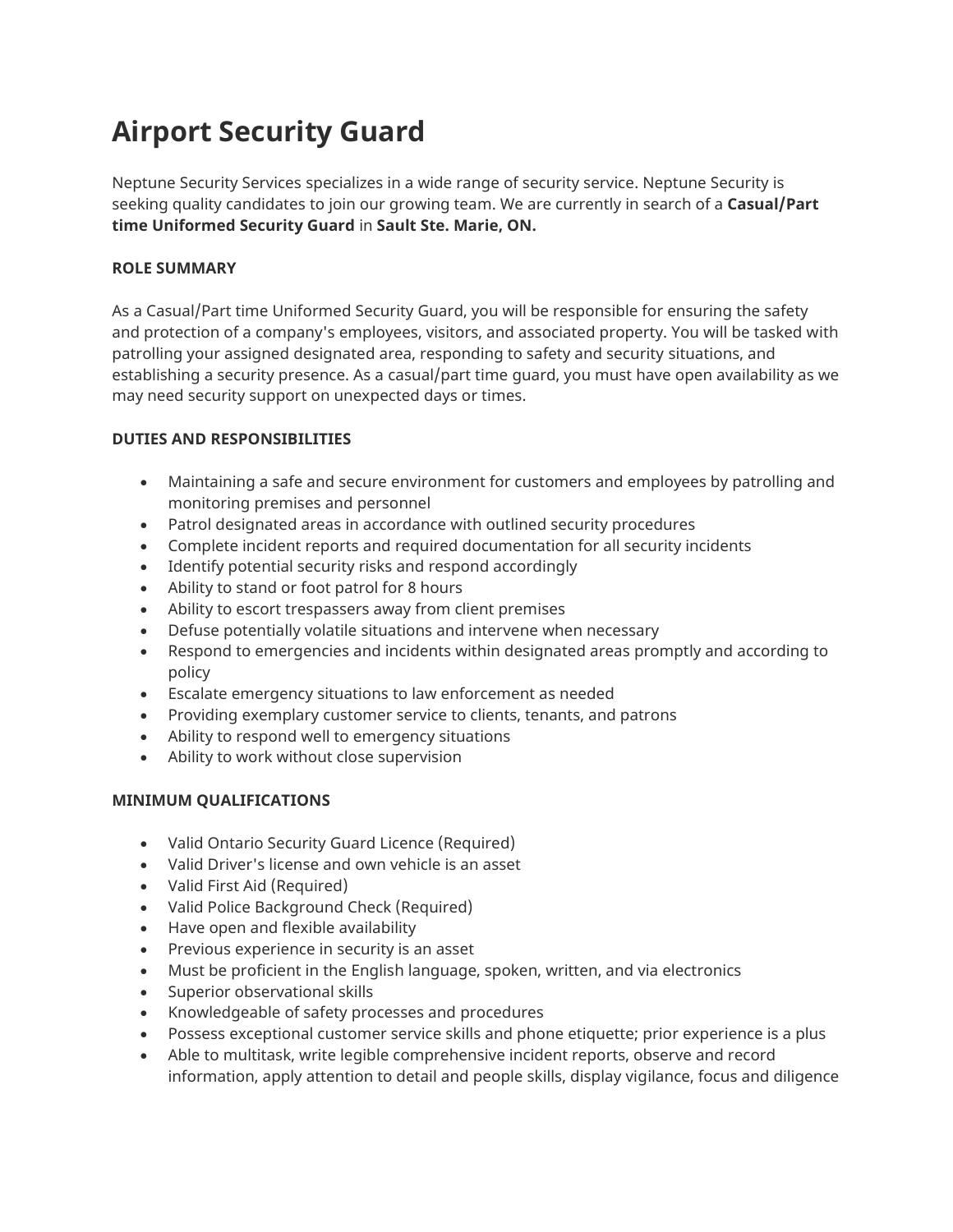# Airport Security Guard

Neptune Security Services specializes in a wide range of security service. Neptune Security is seeking quality candidates to join our growing team. We are currently in search of a **Casual/Part time Uniformed Security Guard** in **Sault Ste. Marie, ON.**

**ROLE SUMMARY**

As a Casual/Part time Uniformed Security Guard, you will be responsible for ensuring the safety and protection of a company's employees, visitors, and associated property. You will be tasked with patrolling your assigned designated area, responding to safety and security situations, and establishing a security presence. As a casual/part time guard, you must have open availability as we may need security support on unexpected days or times.

**DUTIES AND RESPONSIBILITIES**

- Maintaining a safe and secure environment for customers and employees by patrolling and monitoring premises and personnel
- Patrol designated areas in accordance with outlined security procedures
- Complete incident reports and required documentation for all security incidents
- Identify potential security risks and respond accordingly
- Ability to stand or foot patrol for 8 hours
- Ability to escort trespassers away from client premises
- Defuse potentially volatile situations and intervene when necessary
- Respond to emergencies and incidents within designated areas promptly and according to policy
- Escalate emergency situations to law enforcement as needed
- Providing exemplary customer service to clients, tenants, and patrons
- Ability to respond well to emergency situations
- Ability to work without close supervision

**MINIMUM QUALIFICATIONS**

- Valid Ontario Security Guard Licence (Required)
- Valid Driver's license and own vehicle is an asset
- Valid First Aid (Required)
- Valid Police Background Check (Required)
- Have open and flexible availability
- Previous experience in security is an asset
- Must be proficient in the English language, spoken, written, and via electronics
- Superior observational skills
- Knowledgeable of safety processes and procedures
- Possess exceptional customer service skills and phone etiquette; prior experience is a plus
- Able to multitask, write legible comprehensive incident reports, observe and record information, apply attention to detail and people skills, display vigilance, focus and diligence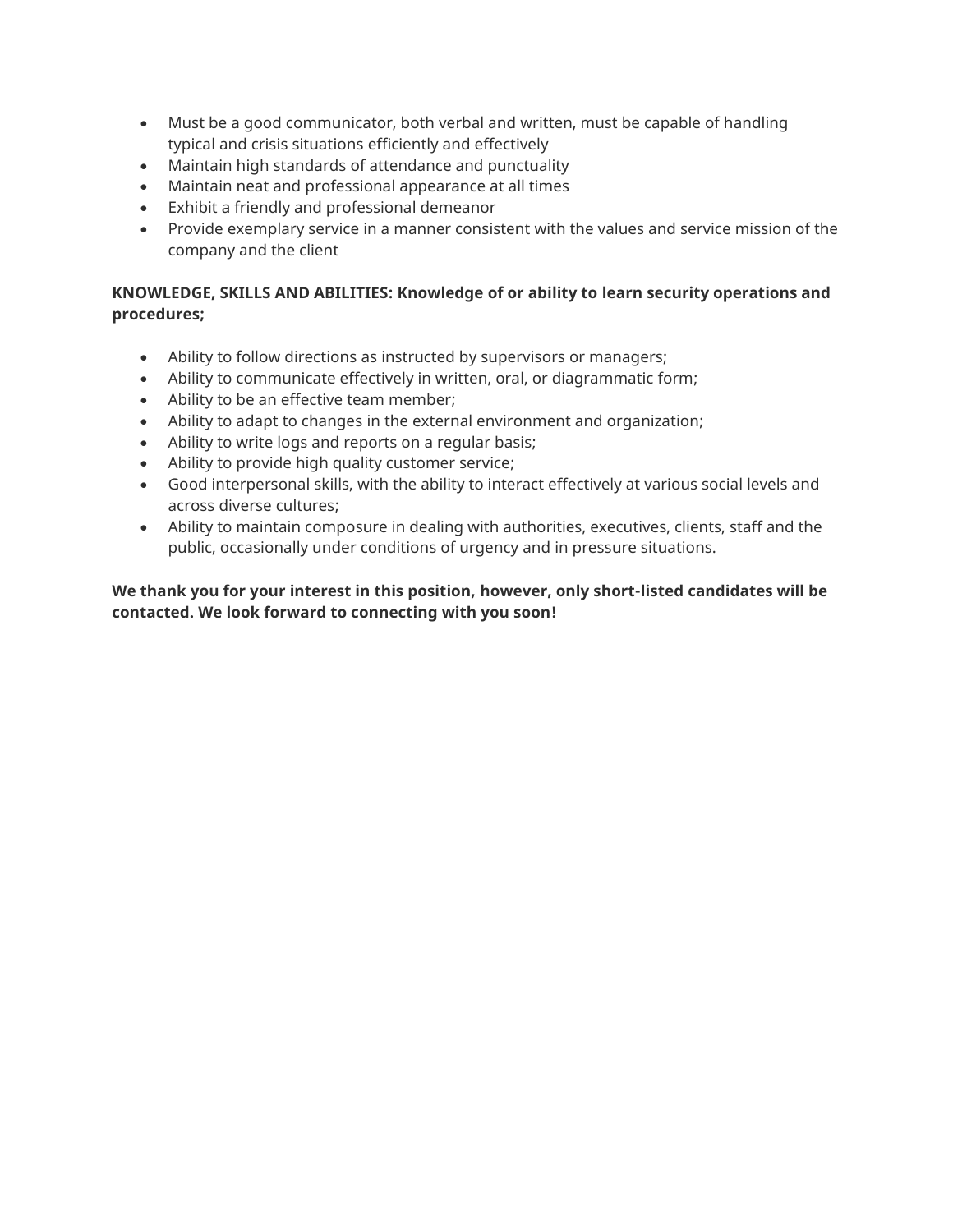- Must be a good communicator, both verbal and written, must be capable of handling typical and crisis situations efficiently and effectively
- Maintain high standards of attendance and punctuality
- Maintain neat and professional appearance at all times
- Exhibit a friendly and professional demeanor
- Provide exemplary service in a manner consistent with the values and service mission of the company and the client

**KNOWLEDGE, SKILLS AND ABILITIES: Knowledge of or ability to learn security operations and procedures;**

- Ability to follow directions as instructed by supervisors or managers;
- Ability to communicate effectively in written, oral, or diagrammatic form;
- Ability to be an effective team member;
- Ability to adapt to changes in the external environment and organization;
- Ability to write logs and reports on a regular basis;
- Ability to provide high quality customer service;
- Good interpersonal skills, with the ability to interact effectively at various social levels and across diverse cultures;
- Ability to maintain composure in dealing with authorities, executives, clients, staff and the public, occasionally under conditions of urgency and in pressure situations.

**We thank you for your interest in this position, however, only short-listed candidates will be contacted. We look forward to connecting with you soon!**